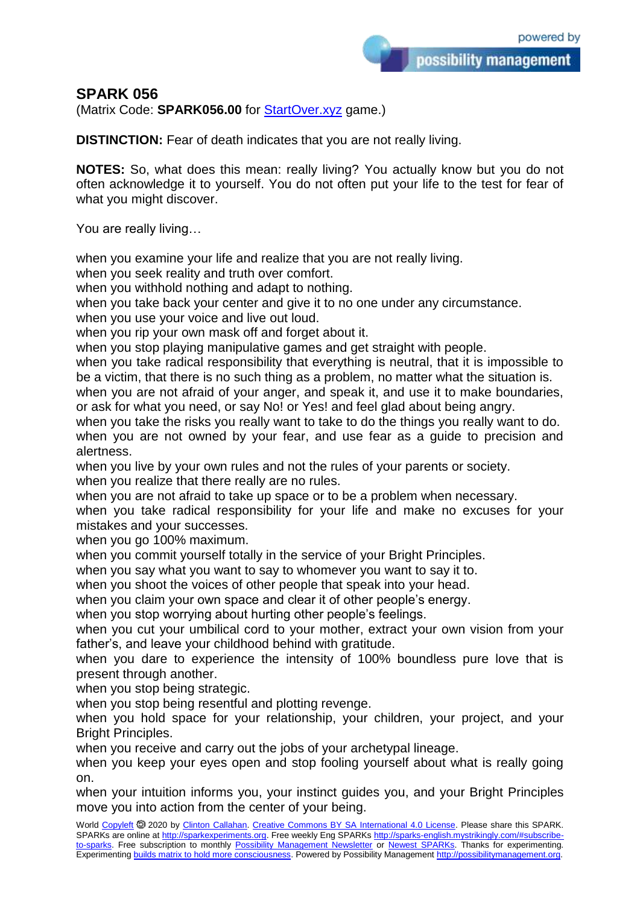## SPARK 056

(Matrix Code: **SPARK056.00** for StartOver.xyz game.)

**DISTINCTION:** Fear of death indicates that you are not really living.

**NOTES:** So, what does this mean: really living? You actually know but you do not often acknowledge it to yourself. You do not often put your life to the test for fear of what you might discover.

You are really living…

when you examine your life and realize that you are not really living.
when you seek reality and truth over comfort.
when you withhold nothing and adapt to nothing.
when you take back your center and give it to no one under any circumstance.
when you use your voice and live out loud.
when you rip your own mask off and forget about it.
when you stop playing manipulative games and get straight with people.
when you take radical responsibility that everything is neutral, that it is impossible to be a victim, that there is no such thing as a problem, no matter what the situation is.
when you are not afraid of your anger, and speak it, and use it to make boundaries, or ask for what you need, or say No! or Yes! and feel glad about being angry.
when you take the risks you really want to take to do the things you really want to do.
when you are not owned by your fear, and use fear as a guide to precision and alertness.
when you live by your own rules and not the rules of your parents or society.
when you realize that there really are no rules.
when you are not afraid to take up space or to be a problem when necessary.
when you take radical responsibility for your life and make no excuses for your mistakes and your successes.
when you go 100% maximum.
when you commit yourself totally in the service of your Bright Principles.
when you say what you want to say to whomever you want to say it to.
when you shoot the voices of other people that speak into your head.
when you claim your own space and clear it of other people's energy.
when you stop worrying about hurting other people's feelings.
when you cut your umbilical cord to your mother, extract your own vision from your father's, and leave your childhood behind with gratitude.
when you dare to experience the intensity of 100% boundless pure love that is present through another.
when you stop being strategic.
when you stop being resentful and plotting revenge.
when you hold space for your relationship, your children, your project, and your Bright Principles.
when you receive and carry out the jobs of your archetypal lineage.
when you keep your eyes open and stop fooling yourself about what is really going on.
when your intuition informs you, your instinct guides you, and your Bright Principles move you into action from the center of your being.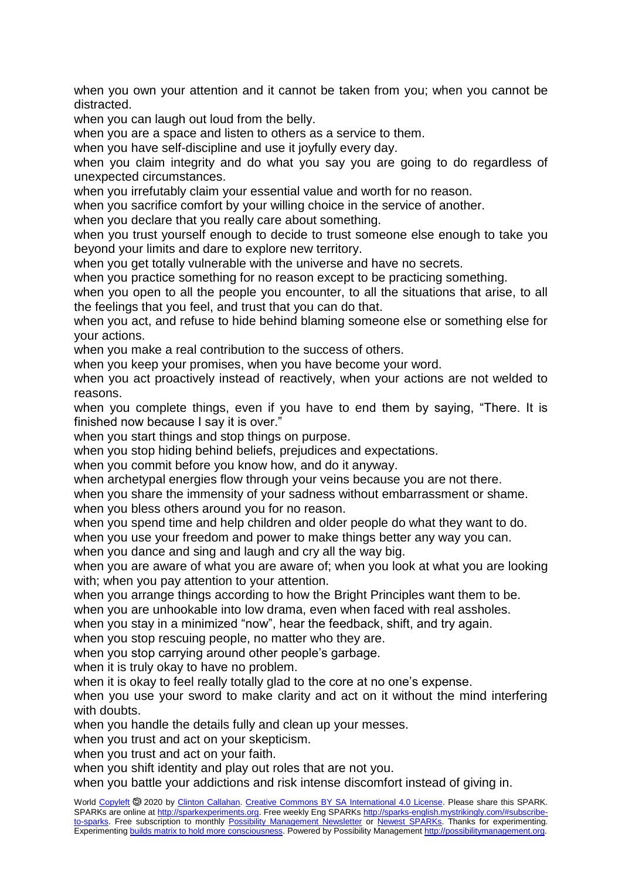when you own your attention and it cannot be taken from you; when you cannot be distracted.

when you can laugh out loud from the belly.

when you are a space and listen to others as a service to them.

when you have self-discipline and use it joyfully every day.

when you claim integrity and do what you say you are going to do regardless of unexpected circumstances.

when you irrefutably claim your essential value and worth for no reason.

when you sacrifice comfort by your willing choice in the service of another.

when you declare that you really care about something.

when you trust yourself enough to decide to trust someone else enough to take you beyond your limits and dare to explore new territory.

when you get totally vulnerable with the universe and have no secrets.

when you practice something for no reason except to be practicing something.

when you open to all the people you encounter, to all the situations that arise, to all the feelings that you feel, and trust that you can do that.

when you act, and refuse to hide behind blaming someone else or something else for your actions.

when you make a real contribution to the success of others.

when you keep your promises, when you have become your word.

when you act proactively instead of reactively, when your actions are not welded to reasons.

when you complete things, even if you have to end them by saying, "There. It is finished now because I say it is over."

when you start things and stop things on purpose.

when you stop hiding behind beliefs, prejudices and expectations.

when you commit before you know how, and do it anyway.

when archetypal energies flow through your veins because you are not there.

when you share the immensity of your sadness without embarrassment or shame.

when you bless others around you for no reason.

when you spend time and help children and older people do what they want to do.

when you use your freedom and power to make things better any way you can.

when you dance and sing and laugh and cry all the way big.

when you are aware of what you are aware of; when you look at what you are looking with; when you pay attention to your attention.

when you arrange things according to how the Bright Principles want them to be.

when you are unhookable into low drama, even when faced with real assholes.

when you stay in a minimized "now", hear the feedback, shift, and try again.

when you stop rescuing people, no matter who they are.

when you stop carrying around other people's garbage.

when it is truly okay to have no problem.

when it is okay to feel really totally glad to the core at no one's expense.

when you use your sword to make clarity and act on it without the mind interfering with doubts.

when you handle the details fully and clean up your messes.

when you trust and act on your skepticism.

when you trust and act on your faith.

when you shift identity and play out roles that are not you.

when you battle your addictions and risk intense discomfort instead of giving in.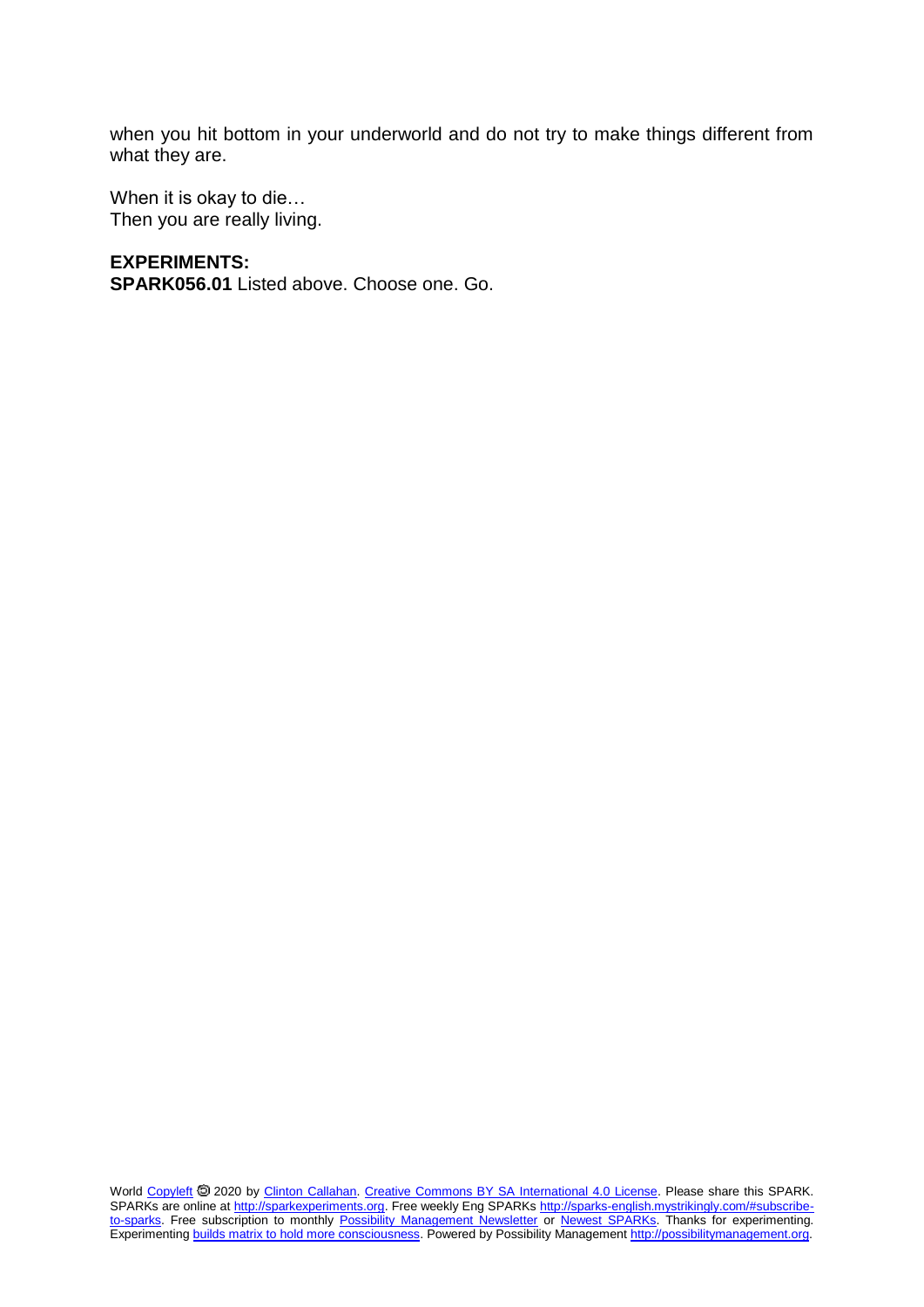when you hit bottom in your underworld and do not try to make things different from what they are.

When it is okay to die…
Then you are really living.

**EXPERIMENTS:**
**SPARK056.01** Listed above. Choose one. Go.